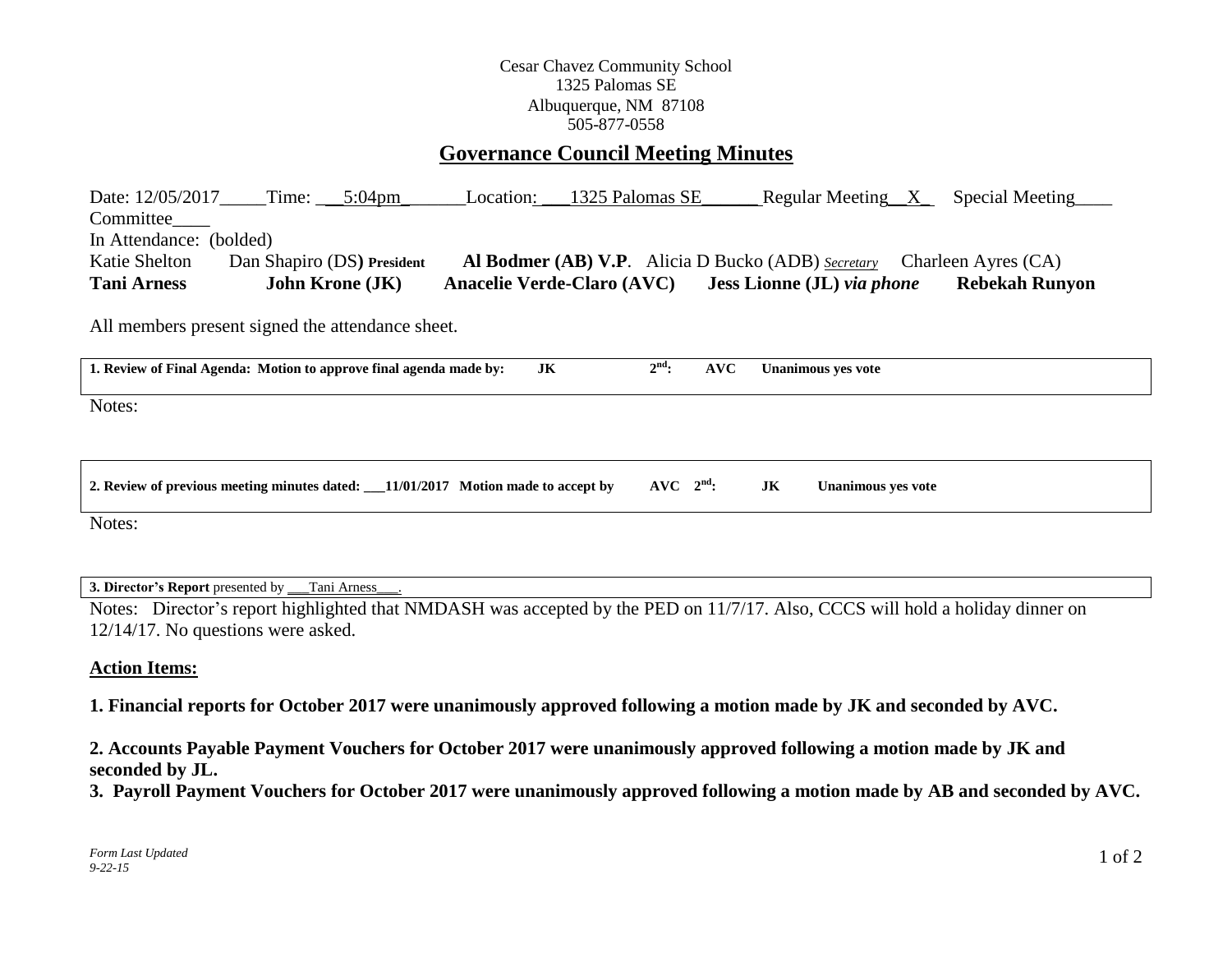Cesar Chavez Community School
1325 Palomas SE
Albuquerque, NM 87108
505-877-0558

# Governance Council Meeting Minutes

Date: 12/05/2017_____Time: ___5:04pm_______Location: ___1325 Palomas SE______ Regular Meeting__X_ Special Meeting____ Committee____

In Attendance: (bolded)

Katie Shelton Dan Shapiro (DS) President **Al Bodmer (AB) V.P**. Alicia D Bucko (ADB) *Secretary* Charleen Ayres (CA)
**Tani Arness** **John Krone (JK)** **Anacelie Verde-Claro (AVC)** **Jess Lionne (JL)** ***via phone*** **Rebekah Runyon**

All members present signed the attendance sheet.

**1. Review of Final Agenda: Motion to approve final agenda made by: JK 2nd: AVC Unanimous yes vote**

Notes:

**2. Review of previous meeting minutes dated: ___11/01/2017 Motion made to accept by AVC 2nd: JK Unanimous yes vote**

Notes:

**3. Director's Report** presented by ___Tani Arness___.

Notes: Director's report highlighted that NMDASH was accepted by the PED on 11/7/17. Also, CCCS will hold a holiday dinner on 12/14/17. No questions were asked.

## Action Items:

**1. Financial reports for October 2017 were unanimously approved following a motion made by JK and seconded by AVC.**

**2. Accounts Payable Payment Vouchers for October 2017 were unanimously approved following a motion made by JK and seconded by JL.**

**3. Payroll Payment Vouchers for October 2017 were unanimously approved following a motion made by AB and seconded by AVC.**

*Form Last Updated 9-22-15*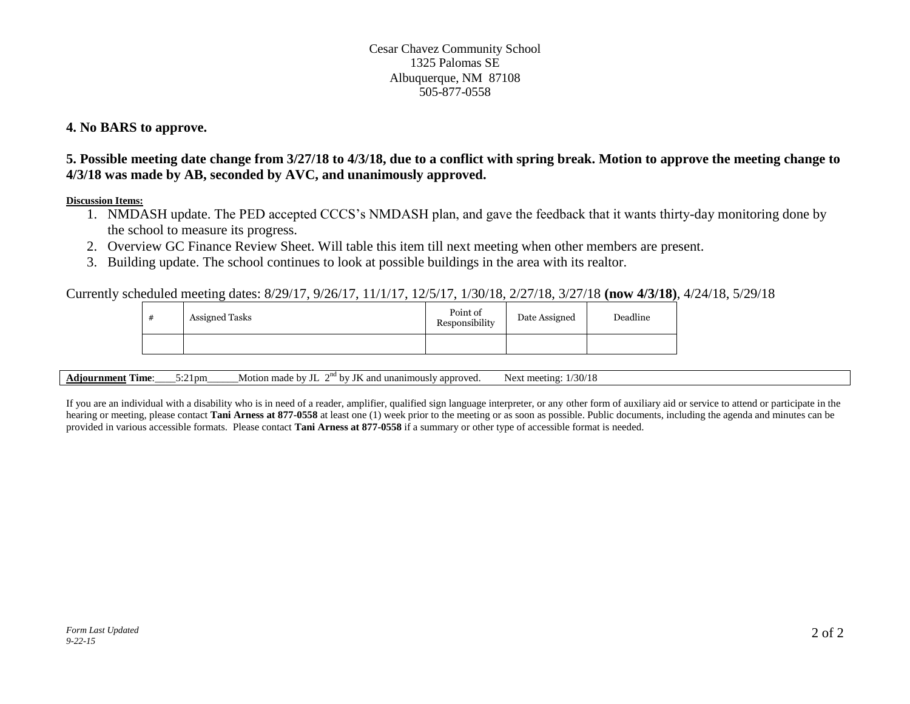Cesar Chavez Community School
1325 Palomas SE
Albuquerque, NM 87108
505-877-0558

**4. No BARS to approve.**

**5. Possible meeting date change from 3/27/18 to 4/3/18, due to a conflict with spring break. Motion to approve the meeting change to 4/3/18 was made by AB, seconded by AVC, and unanimously approved.**

**Discussion Items:**

1. NMDASH update. The PED accepted CCCS's NMDASH plan, and gave the feedback that it wants thirty-day monitoring done by the school to measure its progress.
2. Overview GC Finance Review Sheet. Will table this item till next meeting when other members are present.
3. Building update. The school continues to look at possible buildings in the area with its realtor.

Currently scheduled meeting dates: 8/29/17, 9/26/17, 11/1/17, 12/5/17, 1/30/18, 2/27/18, 3/27/18 **(now 4/3/18)**, 4/24/18, 5/29/18

| # | Assigned Tasks | Point of Responsibility | Date Assigned | Deadline |
|---|---|---|---|---|
| | | | | |

**Adjournment Time**:____5:21pm______Motion made by JL 2nd by JK and unanimously approved. Next meeting: 1/30/18

If you are an individual with a disability who is in need of a reader, amplifier, qualified sign language interpreter, or any other form of auxiliary aid or service to attend or participate in the hearing or meeting, please contact **Tani Arness at 877-0558** at least one (1) week prior to the meeting or as soon as possible. Public documents, including the agenda and minutes can be provided in various accessible formats. Please contact **Tani Arness at 877-0558** if a summary or other type of accessible format is needed.

*Form Last Updated 9-22-15*